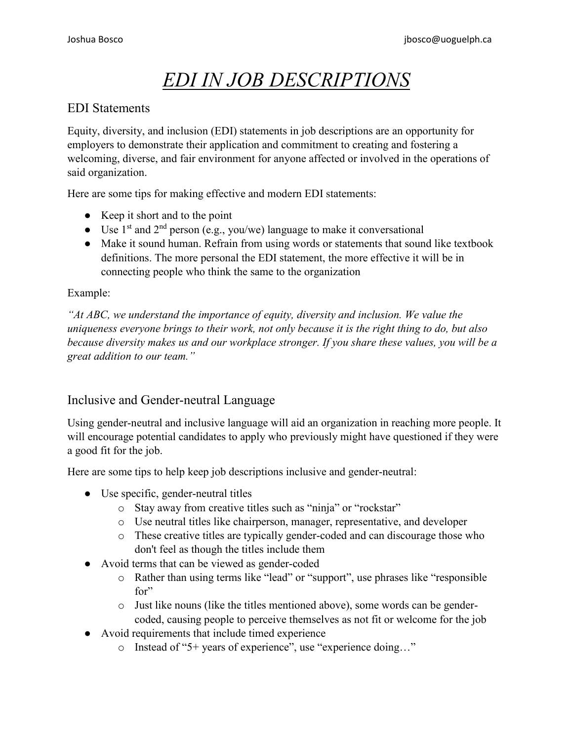# *EDI IN JOB DESCRIPTIONS*

## EDI Statements

Equity, diversity, and inclusion (EDI) statements in job descriptions are an opportunity for employers to demonstrate their application and commitment to creating and fostering a welcoming, diverse, and fair environment for anyone affected or involved in the operations of said organization.

Here are some tips for making effective and modern EDI statements:

- Keep it short and to the point
- Use 1st and 2nd person (e.g., you/we) language to make it conversational
- Make it sound human. Refrain from using words or statements that sound like textbook definitions. The more personal the EDI statement, the more effective it will be in connecting people who think the same to the organization

Example:

*"At ABC, we understand the importance of equity, diversity and inclusion. We value the uniqueness everyone brings to their work, not only because it is the right thing to do, but also because diversity makes us and our workplace stronger. If you share these values, you will be a great addition to our team."*

## Inclusive and Gender-neutral Language

Using gender-neutral and inclusive language will aid an organization in reaching more people. It will encourage potential candidates to apply who previously might have questioned if they were a good fit for the job.

Here are some tips to help keep job descriptions inclusive and gender-neutral:

- Use specific, gender-neutral titles
  - Stay away from creative titles such as "ninja" or "rockstar"
  - Use neutral titles like chairperson, manager, representative, and developer
  - These creative titles are typically gender-coded and can discourage those who don't feel as though the titles include them
- Avoid terms that can be viewed as gender-coded
  - Rather than using terms like "lead" or "support", use phrases like "responsible for"
  - Just like nouns (like the titles mentioned above), some words can be gender-coded, causing people to perceive themselves as not fit or welcome for the job
- Avoid requirements that include timed experience
  - Instead of "5+ years of experience", use "experience doing…"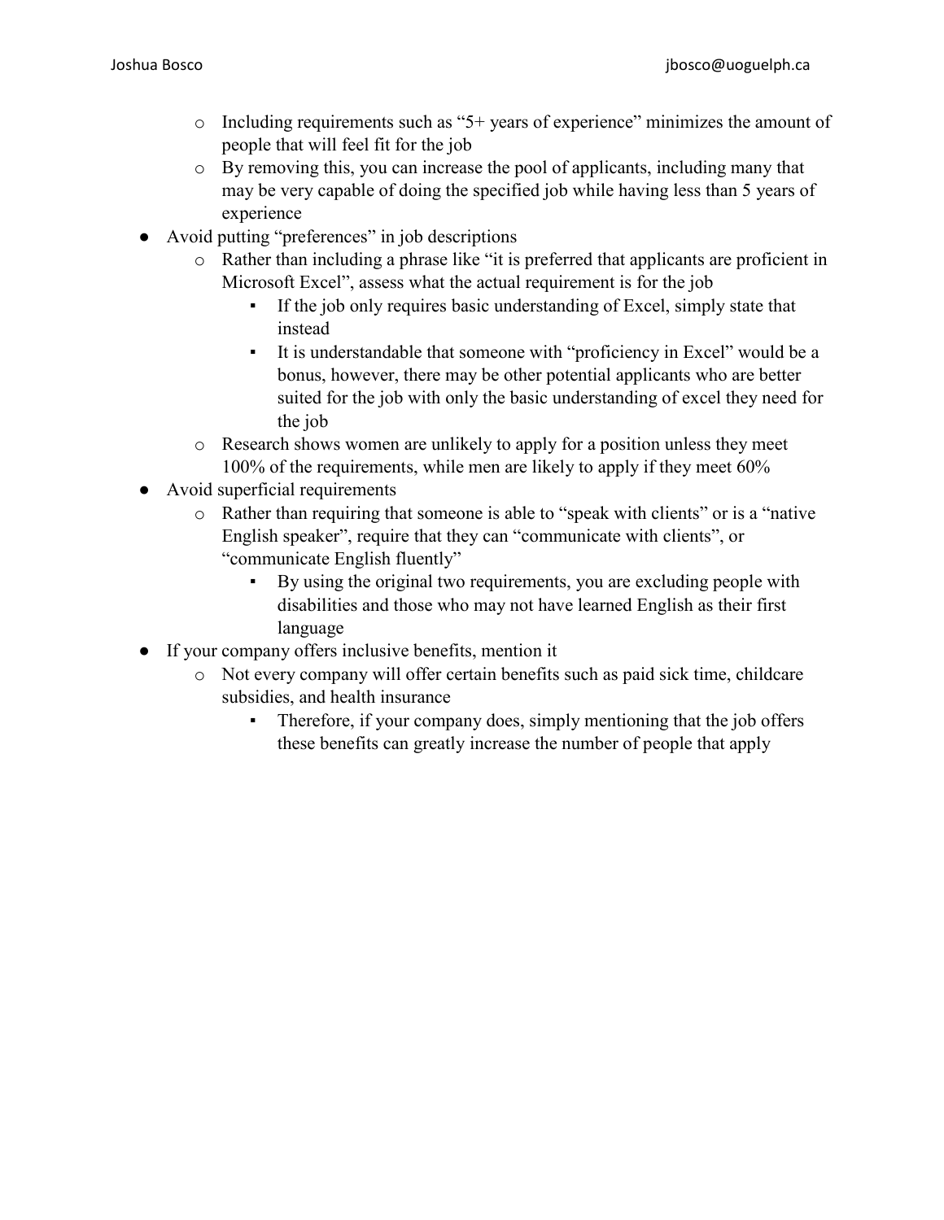- Including requirements such as "5+ years of experience" minimizes the amount of people that will feel fit for the job
  - By removing this, you can increase the pool of applicants, including many that may be very capable of doing the specified job while having less than 5 years of experience
- Avoid putting "preferences" in job descriptions
  - Rather than including a phrase like "it is preferred that applicants are proficient in Microsoft Excel", assess what the actual requirement is for the job
    - If the job only requires basic understanding of Excel, simply state that instead
    - It is understandable that someone with "proficiency in Excel" would be a bonus, however, there may be other potential applicants who are better suited for the job with only the basic understanding of excel they need for the job
  - Research shows women are unlikely to apply for a position unless they meet 100% of the requirements, while men are likely to apply if they meet 60%
- Avoid superficial requirements
  - Rather than requiring that someone is able to "speak with clients" or is a "native English speaker", require that they can "communicate with clients", or "communicate English fluently"
    - By using the original two requirements, you are excluding people with disabilities and those who may not have learned English as their first language
- If your company offers inclusive benefits, mention it
  - Not every company will offer certain benefits such as paid sick time, childcare subsidies, and health insurance
    - Therefore, if your company does, simply mentioning that the job offers these benefits can greatly increase the number of people that apply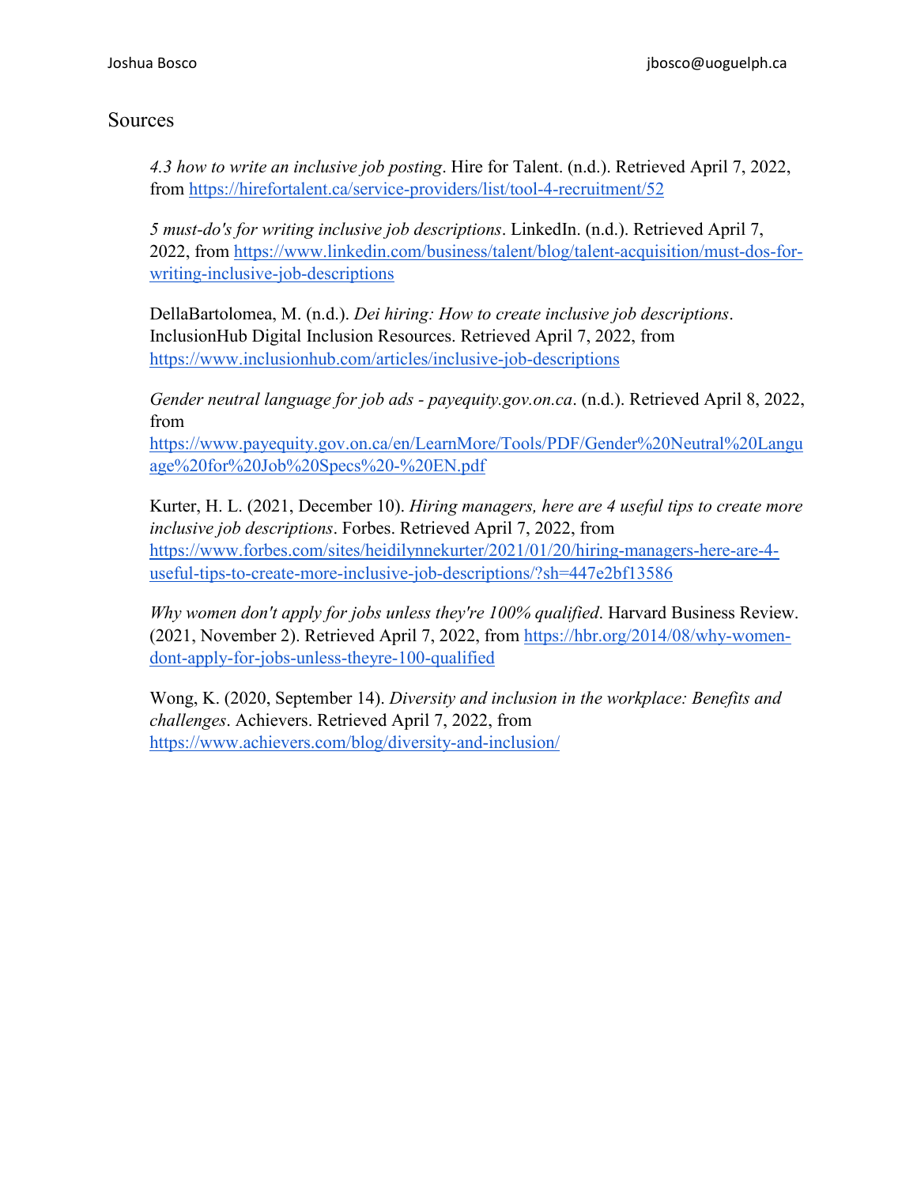## Sources

*4.3 how to write an inclusive job posting*. Hire for Talent. (n.d.). Retrieved April 7, 2022, from https://hirefortalent.ca/service-providers/list/tool-4-recruitment/52

*5 must-do's for writing inclusive job descriptions*. LinkedIn. (n.d.). Retrieved April 7, 2022, from https://www.linkedin.com/business/talent/blog/talent-acquisition/must-dos-for-writing-inclusive-job-descriptions

DellaBartolomea, M. (n.d.). *Dei hiring: How to create inclusive job descriptions*. InclusionHub Digital Inclusion Resources. Retrieved April 7, 2022, from https://www.inclusionhub.com/articles/inclusive-job-descriptions

*Gender neutral language for job ads - payequity.gov.on.ca*. (n.d.). Retrieved April 8, 2022, from https://www.payequity.gov.on.ca/en/LearnMore/Tools/PDF/Gender%20Neutral%20Language%20for%20Job%20Specs%20-%20EN.pdf

Kurter, H. L. (2021, December 10). *Hiring managers, here are 4 useful tips to create more inclusive job descriptions*. Forbes. Retrieved April 7, 2022, from https://www.forbes.com/sites/heidilynnekurter/2021/01/20/hiring-managers-here-are-4-useful-tips-to-create-more-inclusive-job-descriptions/?sh=447e2bf13586

*Why women don't apply for jobs unless they're 100% qualified*. Harvard Business Review. (2021, November 2). Retrieved April 7, 2022, from https://hbr.org/2014/08/why-women-dont-apply-for-jobs-unless-theyre-100-qualified

Wong, K. (2020, September 14). *Diversity and inclusion in the workplace: Benefits and challenges*. Achievers. Retrieved April 7, 2022, from https://www.achievers.com/blog/diversity-and-inclusion/